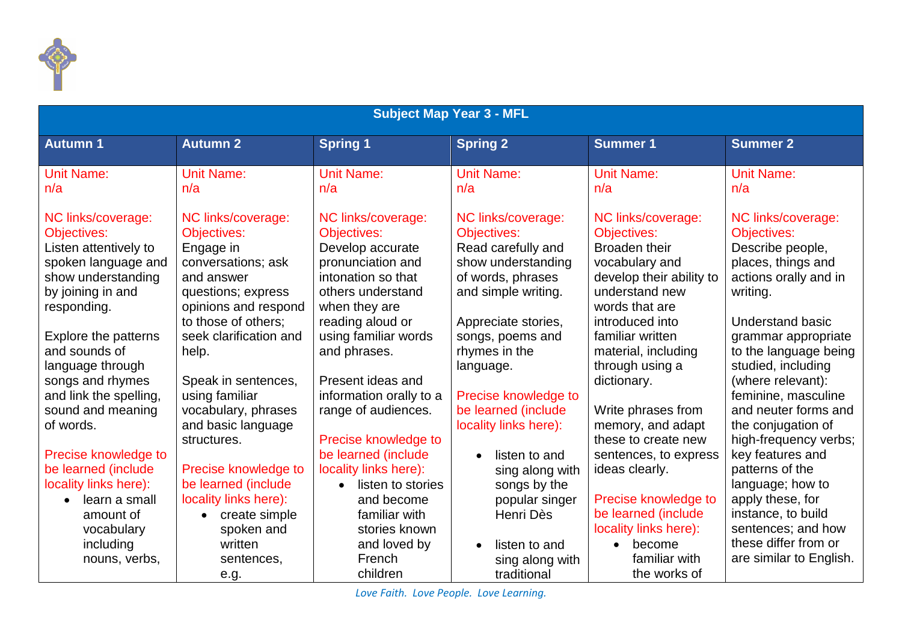| Subject Map Year 3 - MFL | | | | | |
|---|---|---|---|---|---|
| **Autumn 1** | **Autumn 2** | **Spring 1** | **Spring 2** | **Summer 1** | **Summer 2** |
| Unit Name:<br>n/a<br><br>NC links/coverage:<br>Objectives:<br>Listen attentively to spoken language and show understanding by joining in and responding.<br><br>Explore the patterns and sounds of language through songs and rhymes and link the spelling, sound and meaning of words.<br><br>Precise knowledge to be learned (include locality links here):<br>• learn a small amount of vocabulary including nouns, verbs, | Unit Name:<br>n/a<br><br>NC links/coverage:<br>Objectives:<br>Engage in conversations; ask and answer questions; express opinions and respond to those of others; seek clarification and help.<br><br>Speak in sentences, using familiar vocabulary, phrases and basic language structures.<br><br>Precise knowledge to be learned (include locality links here):<br>• create simple spoken and written sentences, e.g. | Unit Name:<br>n/a<br><br>NC links/coverage:<br>Objectives:<br>Develop accurate pronunciation and intonation so that others understand when they are reading aloud or using familiar words and phrases.<br><br>Present ideas and information orally to a range of audiences.<br><br>Precise knowledge to be learned (include locality links here):<br>• listen to stories and become familiar with stories known and loved by French children | Unit Name:<br>n/a<br><br>NC links/coverage:<br>Objectives:<br>Read carefully and show understanding of words, phrases and simple writing.<br><br>Appreciate stories, songs, poems and rhymes in the language.<br><br>Precise knowledge to be learned (include locality links here):<br>• listen to and sing along with songs by the popular singer Henri Dès<br>• listen to and sing along with traditional | Unit Name:<br>n/a<br><br>NC links/coverage:<br>Objectives:<br>Broaden their vocabulary and develop their ability to understand new words that are introduced into familiar written material, including through using a dictionary.<br><br>Write phrases from memory, and adapt these to create new sentences, to express ideas clearly.<br><br>Precise knowledge to be learned (include locality links here):<br>• become familiar with the works of | Unit Name:<br>n/a<br><br>NC links/coverage:<br>Objectives:<br>Describe people, places, things and actions orally and in writing.<br><br>Understand basic grammar appropriate to the language being studied, including (where relevant): feminine, masculine and neuter forms and the conjugation of high-frequency verbs; key features and patterns of the language; how to apply these, for instance, to build sentences; and how these differ from or are similar to English. |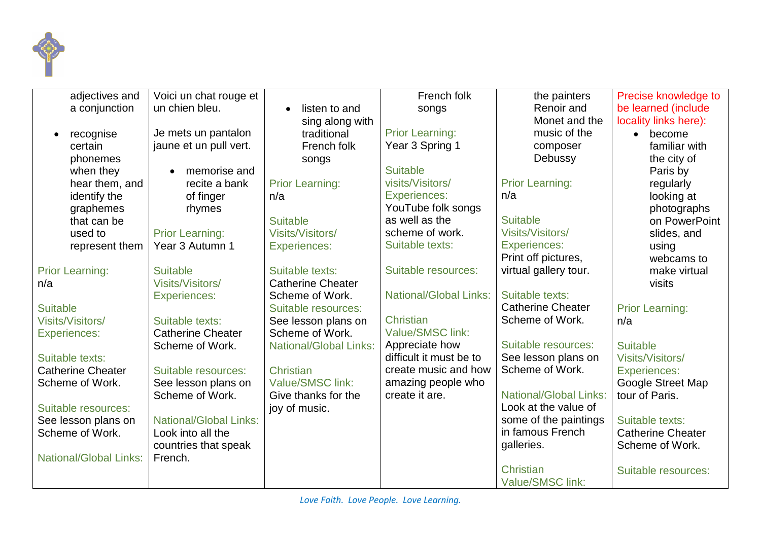| | | | | | |
|---|---|---|---|---|---|
| adjectives and a conjunction<br>• recognise certain phonemes when they hear them, and identify the graphemes that can be used to represent them<br><br>Prior Learning:<br>n/a<br><br>Suitable Visits/Visitors/ Experiences:<br><br>Suitable texts:<br>Catherine Cheater Scheme of Work.<br><br>Suitable resources:<br>See lesson plans on Scheme of Work.<br><br>National/Global Links: | Voici un chat rouge et un chien bleu.<br><br>Je mets un pantalon jaune et un pull vert.<br><br>• memorise and recite a bank of finger rhymes<br><br>Prior Learning:<br>Year 3 Autumn 1<br><br>Suitable Visits/Visitors/ Experiences:<br><br>Suitable texts:<br>Catherine Cheater Scheme of Work.<br><br>Suitable resources:<br>See lesson plans on Scheme of Work.<br><br>National/Global Links:<br>Look into all the countries that speak French. | • listen to and sing along with traditional French folk songs<br><br>Prior Learning:<br>n/a<br><br>Suitable Visits/Visitors/ Experiences:<br><br>Suitable texts:<br>Catherine Cheater Scheme of Work.<br>Suitable resources:<br>See lesson plans on Scheme of Work.<br>National/Global Links:<br><br>Christian Value/SMSC link:<br>Give thanks for the joy of music. | French folk songs<br><br>Prior Learning:<br>Year 3 Spring 1<br><br>Suitable visits/Visitors/ Experiences:<br>YouTube folk songs as well as the scheme of work.<br>Suitable texts:<br><br>Suitable resources:<br><br>National/Global Links:<br><br>Christian Value/SMSC link:<br>Appreciate how difficult it must be to create music and how amazing people who create it are. | the painters Renoir and Monet and the music of the composer Debussy<br><br>Prior Learning:<br>n/a<br><br>Suitable Visits/Visitors/ Experiences:<br>Print off pictures, virtual gallery tour.<br><br>Suitable texts:<br>Catherine Cheater Scheme of Work.<br><br>Suitable resources:<br>See lesson plans on Scheme of Work.<br><br>National/Global Links:<br>Look at the value of some of the paintings in famous French galleries.<br><br>Christian Value/SMSC link: | Precise knowledge to be learned (include locality links here):<br>• become familiar with the city of Paris by regularly looking at photographs on PowerPoint slides, and using webcams to make virtual visits<br><br>Prior Learning:<br>n/a<br><br>Suitable Visits/Visitors/ Experiences:<br>Google Street Map tour of Paris.<br><br>Suitable texts:<br>Catherine Cheater Scheme of Work.<br><br>Suitable resources: |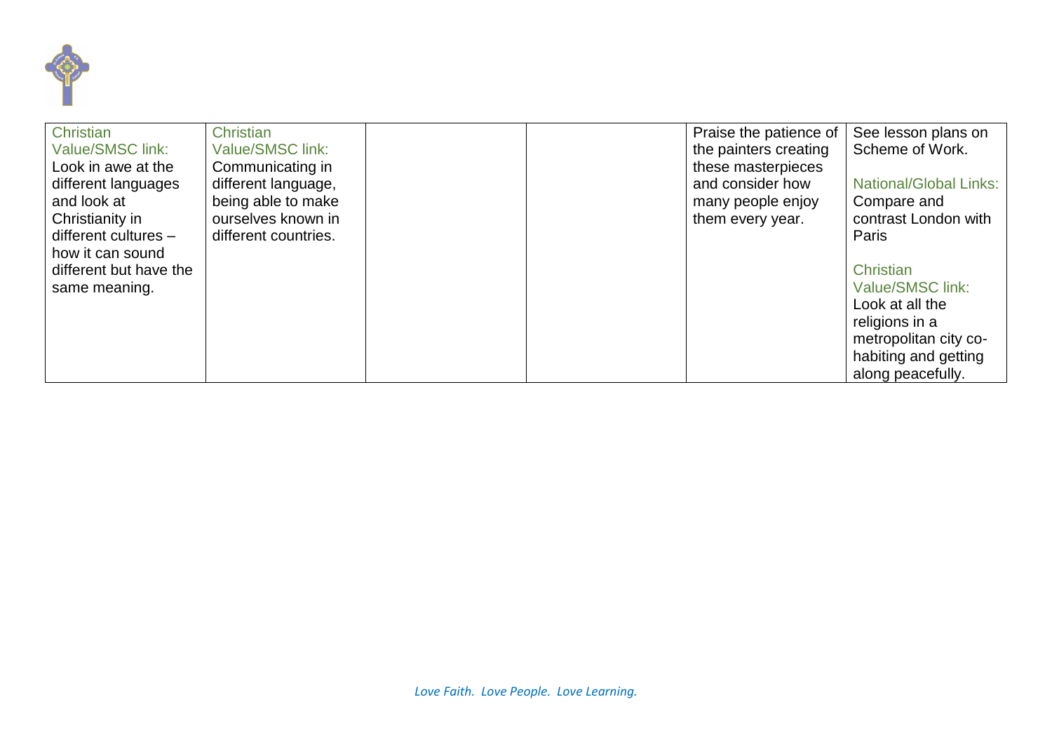| | | | | | |
|---|---|---|---|---|---|
| Christian Value/SMSC link: Look in awe at the different languages and look at Christianity in different cultures – how it can sound different but have the same meaning. | Christian Value/SMSC link: Communicating in different language, being able to make ourselves known in different countries. | | | Praise the patience of the painters creating these masterpieces and consider how many people enjoy them every year. | See lesson plans on Scheme of Work.<br><br>National/Global Links: Compare and contrast London with Paris<br><br>Christian Value/SMSC link: Look at all the religions in a metropolitan city co-habiting and getting along peacefully. |

*Love Faith. Love People. Love Learning.*